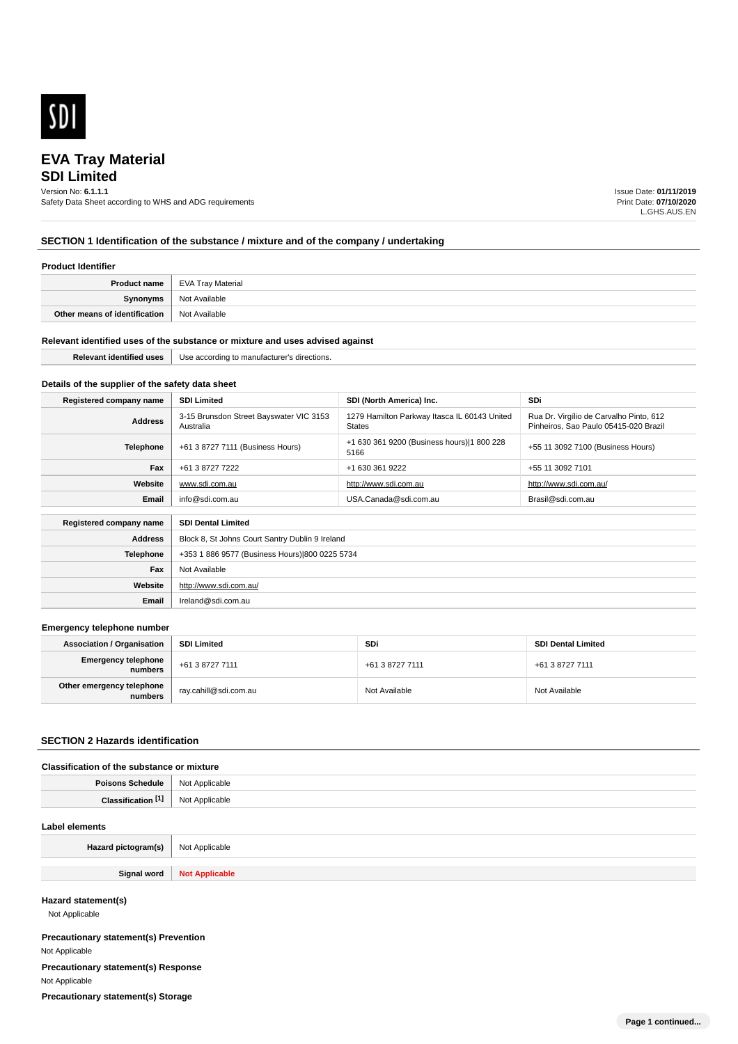# EVA Tray Material

## SDI Limited

Version No: **6.1.1.1**
Safety Data Sheet according to WHS and ADG requirements

Issue Date: **01/11/2019**
Print Date: **07/10/2020**
L.GHS.AUS.EN

## SECTION 1 Identification of the substance / mixture and of the company / undertaking

### Product Identifier

| | |
|---|---|
| **Product name** | EVA Tray Material |
| **Synonyms** | Not Available |
| **Other means of identification** | Not Available |

### Relevant identified uses of the substance or mixture and uses advised against

| | |
|---|---|
| **Relevant identified uses** | Use according to manufacturer's directions. |

### Details of the supplier of the safety data sheet

| **Registered company name** | **SDI Limited** | **SDI (North America) Inc.** | **SDi** |
|---|---|---|---|
| **Address** | 3-15 Brunsdon Street Bayswater VIC 3153 Australia | 1279 Hamilton Parkway Itasca IL 60143 United States | Rua Dr. Virgílio de Carvalho Pinto, 612 Pinheiros, Sao Paulo 05415-020 Brazil |
| **Telephone** | +61 3 8727 7111 (Business Hours) | +1 630 361 9200 (Business hours)\|1 800 228 5166 | +55 11 3092 7100 (Business Hours) |
| **Fax** | +61 3 8727 7222 | +1 630 361 9222 | +55 11 3092 7101 |
| **Website** | www.sdi.com.au | http://www.sdi.com.au | http://www.sdi.com.au/ |
| **Email** | info@sdi.com.au | USA.Canada@sdi.com.au | Brasil@sdi.com.au |

| **Registered company name** | **SDI Dental Limited** |
|---|---|
| **Address** | Block 8, St Johns Court Santry Dublin 9 Ireland |
| **Telephone** | +353 1 886 9577 (Business Hours)\|800 0225 5734 |
| **Fax** | Not Available |
| **Website** | http://www.sdi.com.au/ |
| **Email** | Ireland@sdi.com.au |

### Emergency telephone number

| **Association / Organisation** | **SDI Limited** | **SDi** | **SDI Dental Limited** |
|---|---|---|---|
| **Emergency telephone numbers** | +61 3 8727 7111 | +61 3 8727 7111 | +61 3 8727 7111 |
| **Other emergency telephone numbers** | ray.cahill@sdi.com.au | Not Available | Not Available |

## SECTION 2 Hazards identification

### Classification of the substance or mixture

| | |
|---|---|
| **Poisons Schedule** | Not Applicable |
| **Classification [1]** | Not Applicable |

### Label elements

| | |
|---|---|
| **Hazard pictogram(s)** | Not Applicable |
| **Signal word** | **Not Applicable** |

### Hazard statement(s)

Not Applicable

### Precautionary statement(s) Prevention

Not Applicable

### Precautionary statement(s) Response

Not Applicable

### Precautionary statement(s) Storage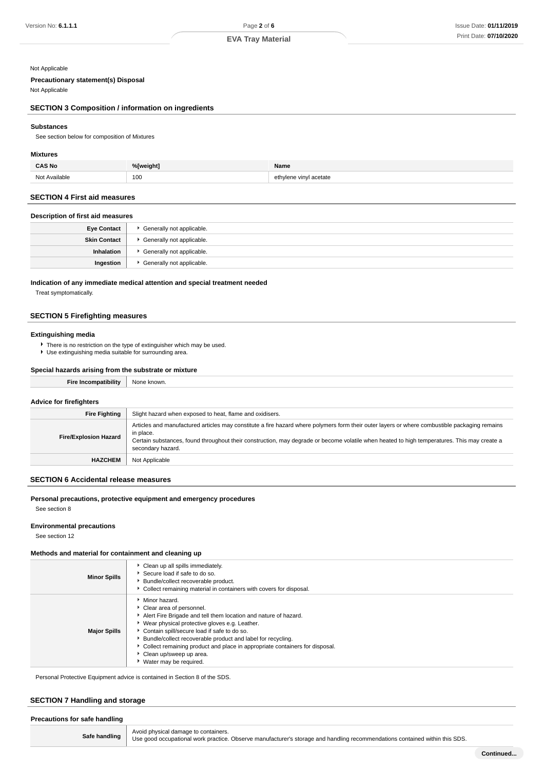Not Applicable

**Precautionary statement(s) Disposal**

Not Applicable

## SECTION 3 Composition / information on ingredients

### Substances

See section below for composition of Mixtures

### Mixtures

| CAS No | %[weight] | Name |
|---|---|---|
| Not Available | 100 | ethylene vinyl acetate |

## SECTION 4 First aid measures

### Description of first aid measures

| | |
|---|---|
| **Eye Contact** | Generally not applicable. |
| **Skin Contact** | Generally not applicable. |
| **Inhalation** | Generally not applicable. |
| **Ingestion** | Generally not applicable. |

### Indication of any immediate medical attention and special treatment needed

Treat symptomatically.

## SECTION 5 Firefighting measures

### Extinguishing media

- There is no restriction on the type of extinguisher which may be used.
- Use extinguishing media suitable for surrounding area.

### Special hazards arising from the substrate or mixture

| | |
|---|---|
| **Fire Incompatibility** | None known. |

### Advice for firefighters

| | |
|---|---|
| **Fire Fighting** | Slight hazard when exposed to heat, flame and oxidisers. |
| **Fire/Explosion Hazard** | Articles and manufactured articles may constitute a fire hazard where polymers form their outer layers or where combustible packaging remains in place.<br>Certain substances, found throughout their construction, may degrade or become volatile when heated to high temperatures. This may create a secondary hazard. |
| **HAZCHEM** | Not Applicable |

## SECTION 6 Accidental release measures

### Personal precautions, protective equipment and emergency procedures

See section 8

### Environmental precautions

See section 12

### Methods and material for containment and cleaning up

| | |
|---|---|
| **Minor Spills** | Clean up all spills immediately.<br>Secure load if safe to do so.<br>Bundle/collect recoverable product.<br>Collect remaining material in containers with covers for disposal. |
| **Major Spills** | Minor hazard.<br>Clear area of personnel.<br>Alert Fire Brigade and tell them location and nature of hazard.<br>Wear physical protective gloves e.g. Leather.<br>Contain spill/secure load if safe to do so.<br>Bundle/collect recoverable product and label for recycling.<br>Collect remaining product and place in appropriate containers for disposal.<br>Clean up/sweep up area.<br>Water may be required. |

Personal Protective Equipment advice is contained in Section 8 of the SDS.

## SECTION 7 Handling and storage

### Precautions for safe handling

| | |
|---|---|
| **Safe handling** | Avoid physical damage to containers.<br>Use good occupational work practice. Observe manufacturer's storage and handling recommendations contained within this SDS. |

**Continued...**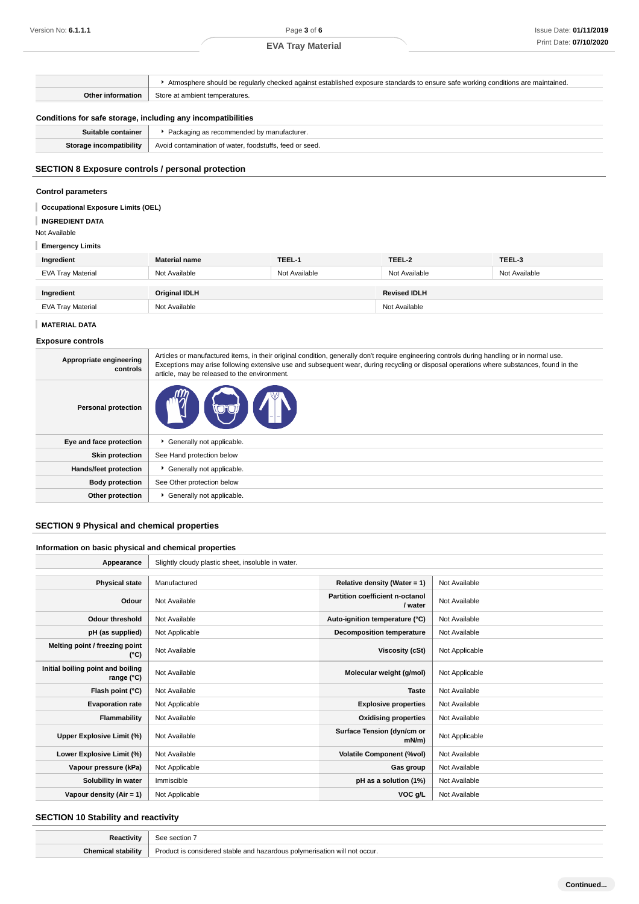| | |
|---|---|
| | ‣ Atmosphere should be regularly checked against established exposure standards to ensure safe working conditions are maintained. |
| **Other information** | Store at ambient temperatures. |

### Conditions for safe storage, including any incompatibilities

| | |
|---|---|
| **Suitable container** | ‣ Packaging as recommended by manufacturer. |
| **Storage incompatibility** | Avoid contamination of water, foodstuffs, feed or seed. |

## SECTION 8 Exposure controls / personal protection

### Control parameters

**Occupational Exposure Limits (OEL)**

**INGREDIENT DATA**

Not Available

**Emergency Limits**

| Ingredient | Material name | TEEL-1 | TEEL-2 | TEEL-3 |
|---|---|---|---|---|
| EVA Tray Material | Not Available | Not Available | Not Available | Not Available |

| Ingredient | Original IDLH | Revised IDLH |
|---|---|---|
| EVA Tray Material | Not Available | Not Available |

**MATERIAL DATA**

### Exposure controls

| | |
|---|---|
| **Appropriate engineering controls** | Articles or manufactured items, in their original condition, generally don't require engineering controls during handling or in normal use. Exceptions may arise following extensive use and subsequent wear, during recycling or disposal operations where substances, found in the article, may be released to the environment. |
| **Personal protection** | |
| **Eye and face protection** | ‣ Generally not applicable. |
| **Skin protection** | See Hand protection below |
| **Hands/feet protection** | ‣ Generally not applicable. |
| **Body protection** | See Other protection below |
| **Other protection** | ‣ Generally not applicable. |

## SECTION 9 Physical and chemical properties

### Information on basic physical and chemical properties

| | | | |
|---|---|---|---|
| **Appearance** | Slightly cloudy plastic sheet, insoluble in water. | | |
| **Physical state** | Manufactured | **Relative density (Water = 1)** | Not Available |
| **Odour** | Not Available | **Partition coefficient n-octanol / water** | Not Available |
| **Odour threshold** | Not Available | **Auto-ignition temperature (°C)** | Not Available |
| **pH (as supplied)** | Not Applicable | **Decomposition temperature** | Not Available |
| **Melting point / freezing point (°C)** | Not Available | **Viscosity (cSt)** | Not Applicable |
| **Initial boiling point and boiling range (°C)** | Not Available | **Molecular weight (g/mol)** | Not Applicable |
| **Flash point (°C)** | Not Available | **Taste** | Not Available |
| **Evaporation rate** | Not Applicable | **Explosive properties** | Not Available |
| **Flammability** | Not Available | **Oxidising properties** | Not Available |
| **Upper Explosive Limit (%)** | Not Available | **Surface Tension (dyn/cm or mN/m)** | Not Applicable |
| **Lower Explosive Limit (%)** | Not Available | **Volatile Component (%vol)** | Not Available |
| **Vapour pressure (kPa)** | Not Applicable | **Gas group** | Not Available |
| **Solubility in water** | Immiscible | **pH as a solution (1%)** | Not Available |
| **Vapour density (Air = 1)** | Not Applicable | **VOC g/L** | Not Available |

## SECTION 10 Stability and reactivity

| | |
|---|---|
| **Reactivity** | See section 7 |
| **Chemical stability** | Product is considered stable and hazardous polymerisation will not occur. |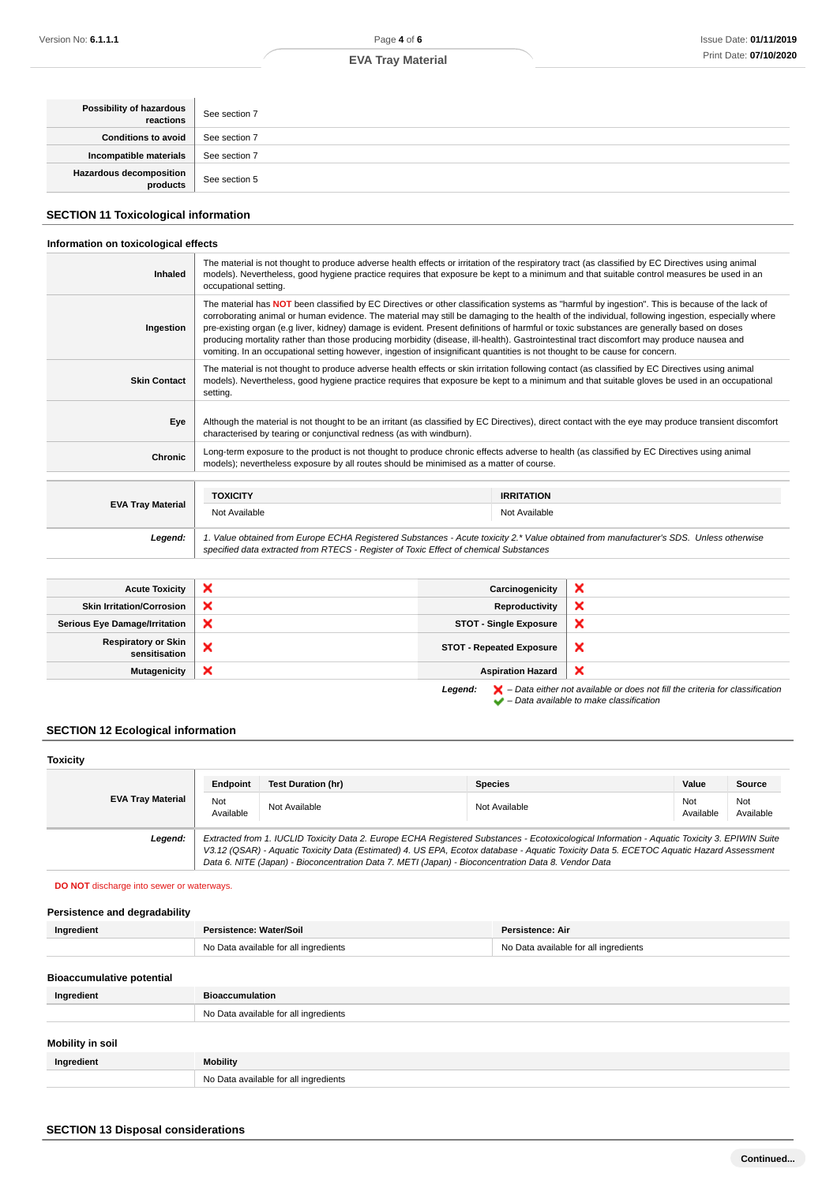| | |
|---|---|
| **Possibility of hazardous reactions** | See section 7 |
| **Conditions to avoid** | See section 7 |
| **Incompatible materials** | See section 7 |
| **Hazardous decomposition products** | See section 5 |

## SECTION 11 Toxicological information

### Information on toxicological effects

| | |
|---|---|
| **Inhaled** | The material is not thought to produce adverse health effects or irritation of the respiratory tract (as classified by EC Directives using animal models). Nevertheless, good hygiene practice requires that exposure be kept to a minimum and that suitable control measures be used in an occupational setting. |
| **Ingestion** | The material has **NOT** been classified by EC Directives or other classification systems as "harmful by ingestion". This is because of the lack of corroborating animal or human evidence. The material may still be damaging to the health of the individual, following ingestion, especially where pre-existing organ (e.g liver, kidney) damage is evident. Present definitions of harmful or toxic substances are generally based on doses producing mortality rather than those producing morbidity (disease, ill-health). Gastrointestinal tract discomfort may produce nausea and vomiting. In an occupational setting however, ingestion of insignificant quantities is not thought to be cause for concern. |
| **Skin Contact** | The material is not thought to produce adverse health effects or skin irritation following contact (as classified by EC Directives using animal models). Nevertheless, good hygiene practice requires that exposure be kept to a minimum and that suitable gloves be used in an occupational setting. |
| **Eye** | Although the material is not thought to be an irritant (as classified by EC Directives), direct contact with the eye may produce transient discomfort characterised by tearing or conjunctival redness (as with windburn). |
| **Chronic** | Long-term exposure to the product is not thought to produce chronic effects adverse to health (as classified by EC Directives using animal models); nevertheless exposure by all routes should be minimised as a matter of course. |

| | TOXICITY | IRRITATION |
|---|---|---|
| **EVA Tray Material** | Not Available | Not Available |
| ***Legend:*** | *1. Value obtained from Europe ECHA Registered Substances - Acute toxicity 2.\* Value obtained from manufacturer's SDS. Unless otherwise specified data extracted from RTECS - Register of Toxic Effect of chemical Substances* | |

| | | | |
|---|---|---|---|
| **Acute Toxicity** | ❌ | **Carcinogenicity** | ❌ |
| **Skin Irritation/Corrosion** | ❌ | **Reproductivity** | ❌ |
| **Serious Eye Damage/Irritation** | ❌ | **STOT - Single Exposure** | ❌ |
| **Respiratory or Skin sensitisation** | ❌ | **STOT - Repeated Exposure** | ❌ |
| **Mutagenicity** | ❌ | **Aspiration Hazard** | ❌ |

***Legend:*** ❌ *– Data either not available or does not fill the criteria for classification*
✔ *– Data available to make classification*

## SECTION 12 Ecological information

### Toxicity

| | Endpoint | Test Duration (hr) | Species | Value | Source |
|---|---|---|---|---|---|
| **EVA Tray Material** | Not Available | Not Available | Not Available | Not Available | Not Available |
| ***Legend:*** | *Extracted from 1. IUCLID Toxicity Data 2. Europe ECHA Registered Substances - Ecotoxicological Information - Aquatic Toxicity 3. EPIWIN Suite V3.12 (QSAR) - Aquatic Toxicity Data (Estimated) 4. US EPA, Ecotox database - Aquatic Toxicity Data 5. ECETOC Aquatic Hazard Assessment Data 6. NITE (Japan) - Bioconcentration Data 7. METI (Japan) - Bioconcentration Data 8. Vendor Data* | | | | |

**DO NOT** discharge into sewer or waterways.

### Persistence and degradability

| Ingredient | Persistence: Water/Soil | Persistence: Air |
|---|---|---|
| | No Data available for all ingredients | No Data available for all ingredients |

### Bioaccumulative potential

| Ingredient | Bioaccumulation |
|---|---|
| | No Data available for all ingredients |

### Mobility in soil

| Ingredient | Mobility |
|---|---|
| | No Data available for all ingredients |

## SECTION 13 Disposal considerations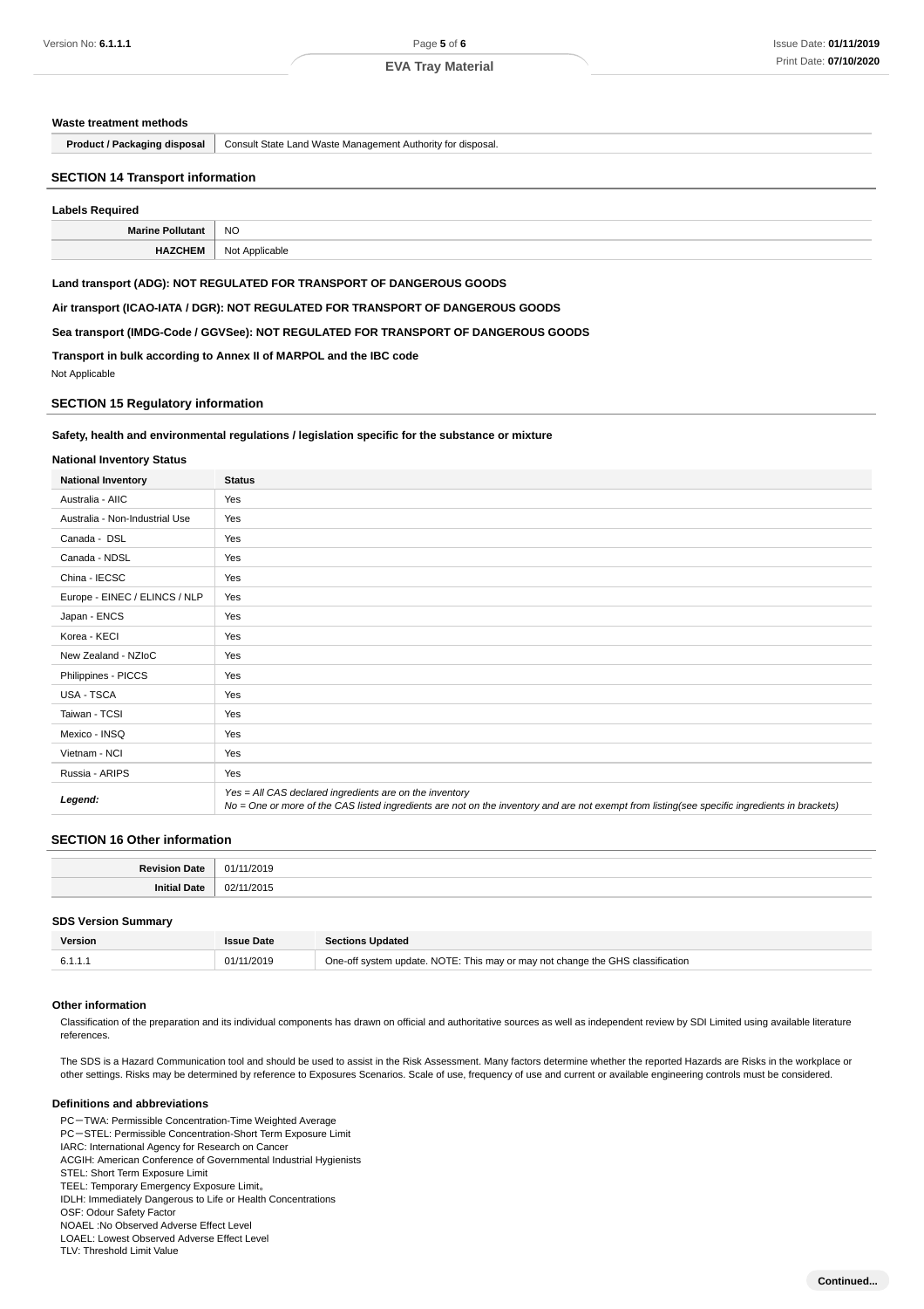### Waste treatment methods

| | |
|---|---|
| **Product / Packaging disposal** | Consult State Land Waste Management Authority for disposal. |

## SECTION 14 Transport information

### Labels Required

| | |
|---|---|
| **Marine Pollutant** | NO |
| **HAZCHEM** | Not Applicable |

**Land transport (ADG): NOT REGULATED FOR TRANSPORT OF DANGEROUS GOODS**

**Air transport (ICAO-IATA / DGR): NOT REGULATED FOR TRANSPORT OF DANGEROUS GOODS**

**Sea transport (IMDG-Code / GGVSee): NOT REGULATED FOR TRANSPORT OF DANGEROUS GOODS**

**Transport in bulk according to Annex II of MARPOL and the IBC code**

Not Applicable

## SECTION 15 Regulatory information

**Safety, health and environmental regulations / legislation specific for the substance or mixture**

### National Inventory Status

| National Inventory | Status |
|---|---|
| Australia - AIIC | Yes |
| Australia - Non-Industrial Use | Yes |
| Canada - DSL | Yes |
| Canada - NDSL | Yes |
| China - IECSC | Yes |
| Europe - EINEC / ELINCS / NLP | Yes |
| Japan - ENCS | Yes |
| Korea - KECI | Yes |
| New Zealand - NZIoC | Yes |
| Philippines - PICCS | Yes |
| USA - TSCA | Yes |
| Taiwan - TCSI | Yes |
| Mexico - INSQ | Yes |
| Vietnam - NCI | Yes |
| Russia - ARIPS | Yes |
| ***Legend:*** | *Yes = All CAS declared ingredients are on the inventory*<br>*No = One or more of the CAS listed ingredients are not on the inventory and are not exempt from listing(see specific ingredients in brackets)* |

## SECTION 16 Other information

| | |
|---|---|
| **Revision Date** | 01/11/2019 |
| **Initial Date** | 02/11/2015 |

### SDS Version Summary

| Version | Issue Date | Sections Updated |
|---|---|---|
| 6.1.1.1 | 01/11/2019 | One-off system update. NOTE: This may or may not change the GHS classification |

### Other information

Classification of the preparation and its individual components has drawn on official and authoritative sources as well as independent review by SDI Limited using available literature references.

The SDS is a Hazard Communication tool and should be used to assist in the Risk Assessment. Many factors determine whether the reported Hazards are Risks in the workplace or other settings. Risks may be determined by reference to Exposures Scenarios. Scale of use, frequency of use and current or available engineering controls must be considered.

### Definitions and abbreviations

PC－TWA: Permissible Concentration-Time Weighted Average
PC－STEL: Permissible Concentration-Short Term Exposure Limit
IARC: International Agency for Research on Cancer
ACGIH: American Conference of Governmental Industrial Hygienists
STEL: Short Term Exposure Limit
TEEL: Temporary Emergency Exposure Limit。
IDLH: Immediately Dangerous to Life or Health Concentrations
OSF: Odour Safety Factor
NOAEL :No Observed Adverse Effect Level
LOAEL: Lowest Observed Adverse Effect Level
TLV: Threshold Limit Value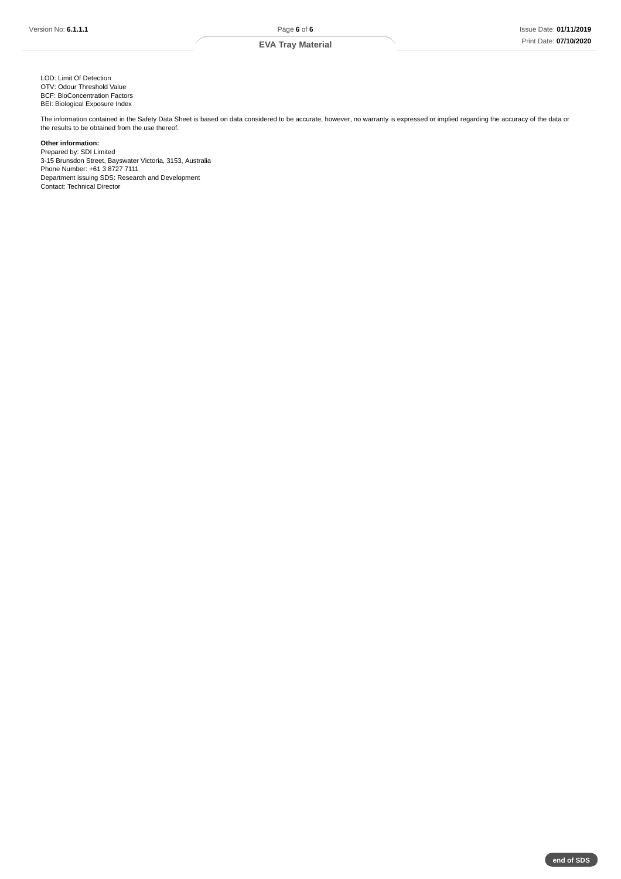LOD: Limit Of Detection
OTV: Odour Threshold Value
BCF: BioConcentration Factors
BEI: Biological Exposure Index

The information contained in the Safety Data Sheet is based on data considered to be accurate, however, no warranty is expressed or implied regarding the accuracy of the data or the results to be obtained from the use thereof.

**Other information:**
Prepared by: SDI Limited
3-15 Brunsdon Street, Bayswater Victoria, 3153, Australia
Phone Number: +61 3 8727 7111
Department issuing SDS: Research and Development
Contact: Technical Director

**end of SDS**